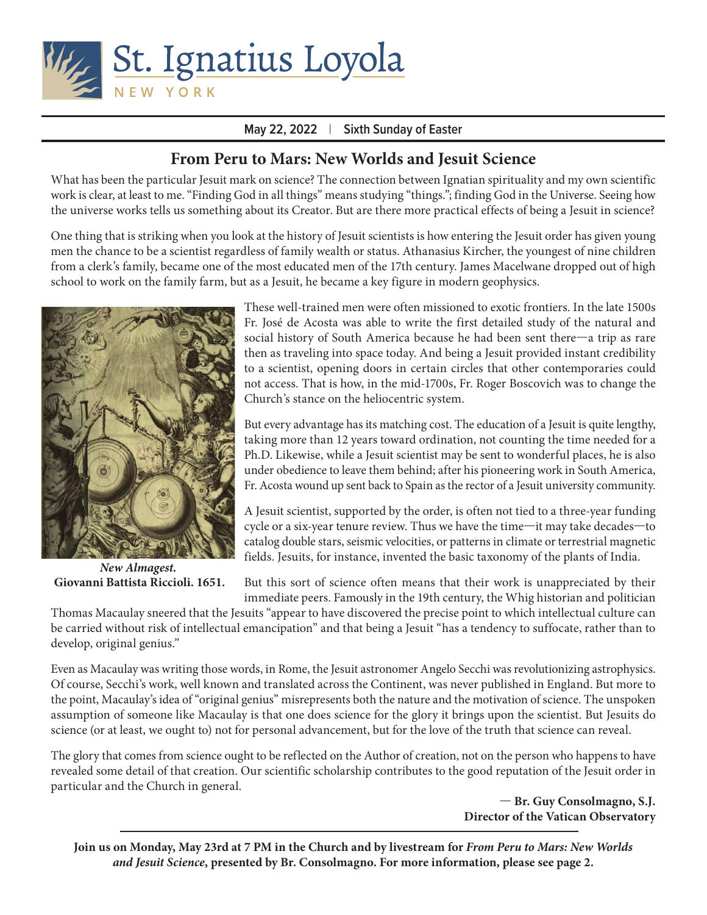# St. Ignatius Loyola

NEW YORK

May 22, 2022 | Sixth Sunday of Easter

## From Peru to Mars: New Worlds and Jesuit Science

What has been the particular Jesuit mark on science? The connection between Ignatian spirituality and my own scientific work is clear, at least to me. "Finding God in all things" means studying "things."; finding God in the Universe. Seeing how the universe works tells us something about its Creator. But are there more practical effects of being a Jesuit in science?

One thing that is striking when you look at the history of Jesuit scientists is how entering the Jesuit order has given young men the chance to be a scientist regardless of family wealth or status. Athanasius Kircher, the youngest of nine children from a clerk's family, became one of the most educated men of the 17th century. James Macelwane dropped out of high school to work on the family farm, but as a Jesuit, he became a key figure in modern geophysics.

These well-trained men were often missioned to exotic frontiers. In the late 1500s Fr. José de Acosta was able to write the first detailed study of the natural and social history of South America because he had been sent there—a trip as rare then as traveling into space today. And being a Jesuit provided instant credibility to a scientist, opening doors in certain circles that other contemporaries could not access. That is how, in the mid-1700s, Fr. Roger Boscovich was to change the Church's stance on the heliocentric system.

But every advantage has its matching cost. The education of a Jesuit is quite lengthy, taking more than 12 years toward ordination, not counting the time needed for a Ph.D. Likewise, while a Jesuit scientist may be sent to wonderful places, he is also under obedience to leave them behind; after his pioneering work in South America, Fr. Acosta wound up sent back to Spain as the rector of a Jesuit university community.

A Jesuit scientist, supported by the order, is often not tied to a three-year funding cycle or a six-year tenure review. Thus we have the time—it may take decades—to catalog double stars, seismic velocities, or patterns in climate or terrestrial magnetic fields. Jesuits, for instance, invented the basic taxonomy of the plants of India.

***New Almagest.***
**Giovanni Battista Riccioli. 1651.**

But this sort of science often means that their work is unappreciated by their immediate peers. Famously in the 19th century, the Whig historian and politician Thomas Macaulay sneered that the Jesuits "appear to have discovered the precise point to which intellectual culture can be carried without risk of intellectual emancipation" and that being a Jesuit "has a tendency to suffocate, rather than to develop, original genius."

Even as Macaulay was writing those words, in Rome, the Jesuit astronomer Angelo Secchi was revolutionizing astrophysics. Of course, Secchi's work, well known and translated across the Continent, was never published in England. But more to the point, Macaulay's idea of "original genius" misrepresents both the nature and the motivation of science. The unspoken assumption of someone like Macaulay is that one does science for the glory it brings upon the scientist. But Jesuits do science (or at least, we ought to) not for personal advancement, but for the love of the truth that science can reveal.

The glory that comes from science ought to be reflected on the Author of creation, not on the person who happens to have revealed some detail of that creation. Our scientific scholarship contributes to the good reputation of the Jesuit order in particular and the Church in general.

— **Br. Guy Consolmagno, S.J.**
**Director of the Vatican Observatory**

---

**Join us on Monday, May 23rd at 7 PM in the Church and by livestream for *From Peru to Mars: New Worlds and Jesuit Science*, presented by Br. Consolmagno. For more information, please see page 2.**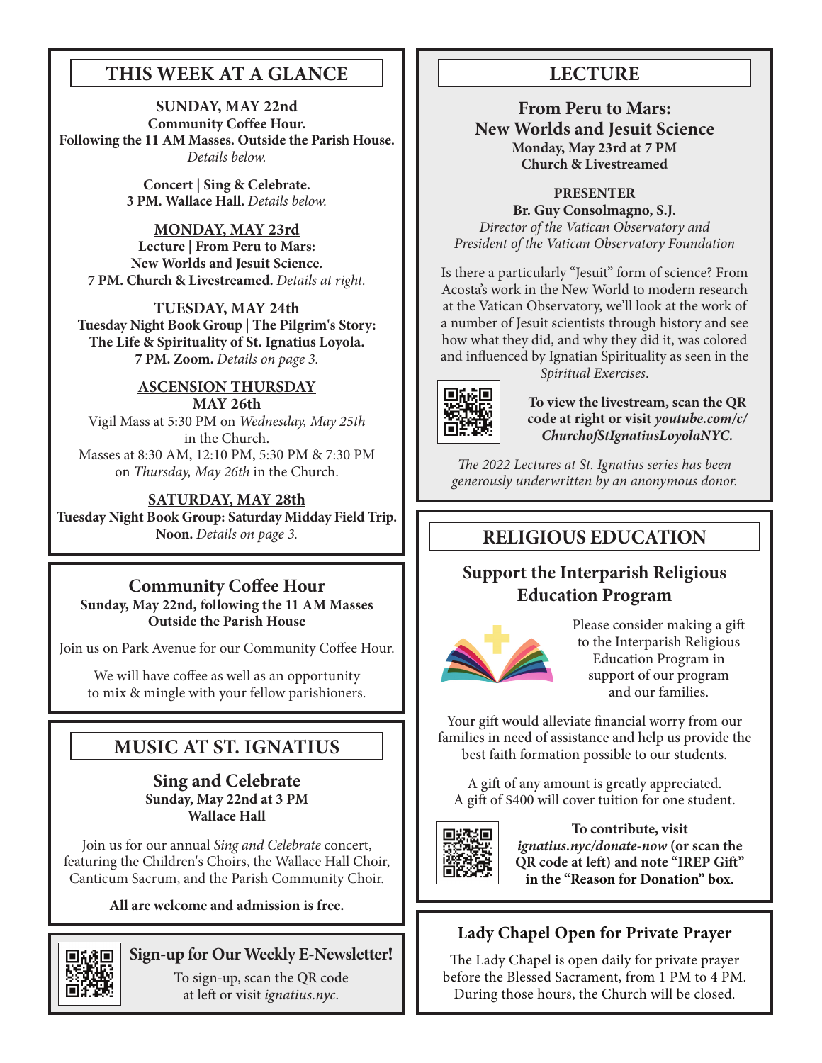## THIS WEEK AT A GLANCE

**SUNDAY, MAY 22nd**
**Community Coffee Hour.**
**Following the 11 AM Masses. Outside the Parish House.**
*Details below.*

**Concert | Sing & Celebrate.**
**3 PM. Wallace Hall.** *Details below.*

**MONDAY, MAY 23rd**
**Lecture | From Peru to Mars:**
**New Worlds and Jesuit Science.**
**7 PM. Church & Livestreamed.** *Details at right.*

**TUESDAY, MAY 24th**
**Tuesday Night Book Group | The Pilgrim's Story:**
**The Life & Spirituality of St. Ignatius Loyola.**
**7 PM. Zoom.** *Details on page 3.*

**ASCENSION THURSDAY**
**MAY 26th**
Vigil Mass at 5:30 PM on *Wednesday, May 25th* in the Church.
Masses at 8:30 AM, 12:10 PM, 5:30 PM & 7:30 PM on *Thursday, May 26th* in the Church.

**SATURDAY, MAY 28th**
**Tuesday Night Book Group: Saturday Midday Field Trip.**
**Noon.** *Details on page 3.*

### Community Coffee Hour

**Sunday, May 22nd, following the 11 AM Masses**
**Outside the Parish House**

Join us on Park Avenue for our Community Coffee Hour.

We will have coffee as well as an opportunity to mix & mingle with your fellow parishioners.

## MUSIC AT ST. IGNATIUS

### Sing and Celebrate

**Sunday, May 22nd at 3 PM**
**Wallace Hall**

Join us for our annual *Sing and Celebrate* concert, featuring the Children's Choirs, the Wallace Hall Choir, Canticum Sacrum, and the Parish Community Choir.

**All are welcome and admission is free.**

### Sign-up for Our Weekly E-Newsletter!

To sign-up, scan the QR code at left or visit *ignatius.nyc*.

## LECTURE

### From Peru to Mars: New Worlds and Jesuit Science

**Monday, May 23rd at 7 PM**
**Church & Livestreamed**

**PRESENTER**
**Br. Guy Consolmagno, S.J.**
*Director of the Vatican Observatory and President of the Vatican Observatory Foundation*

Is there a particularly "Jesuit" form of science? From Acosta's work in the New World to modern research at the Vatican Observatory, we'll look at the work of a number of Jesuit scientists through history and see how what they did, and why they did it, was colored and influenced by Ignatian Spirituality as seen in the *Spiritual Exercises*.

**To view the livestream, scan the QR code at right or visit *youtube.com/c/ChurchofStIgnatiusLoyolaNYC.***

*The 2022 Lectures at St. Ignatius series has been generously underwritten by an anonymous donor.*

## RELIGIOUS EDUCATION

### Support the Interparish Religious Education Program

Please consider making a gift to the Interparish Religious Education Program in support of our program and our families.

Your gift would alleviate financial worry from our families in need of assistance and help us provide the best faith formation possible to our students.

A gift of any amount is greatly appreciated.
A gift of $400 will cover tuition for one student.

**To contribute, visit *ignatius.nyc/donate-now* (or scan the QR code at left) and note "IREP Gift" in the "Reason for Donation" box.**

### Lady Chapel Open for Private Prayer

The Lady Chapel is open daily for private prayer before the Blessed Sacrament, from 1 PM to 4 PM. During those hours, the Church will be closed.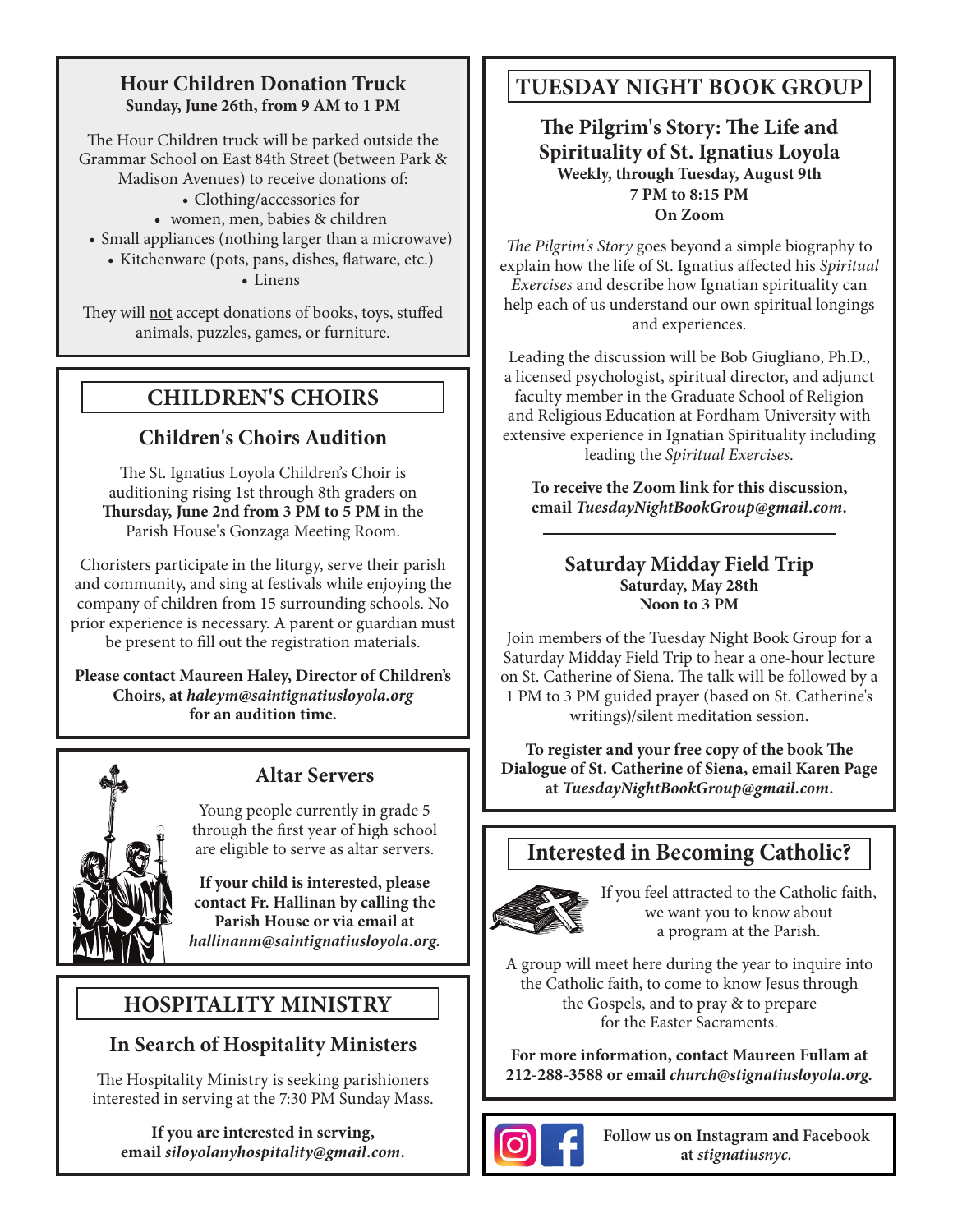## Hour Children Donation Truck

**Sunday, June 26th, from 9 AM to 1 PM**

The Hour Children truck will be parked outside the Grammar School on East 84th Street (between Park & Madison Avenues) to receive donations of:

- Clothing/accessories for
- women, men, babies & children
- Small appliances (nothing larger than a microwave)
- Kitchenware (pots, pans, dishes, flatware, etc.)
- Linens

They will not accept donations of books, toys, stuffed animals, puzzles, games, or furniture.

## CHILDREN'S CHOIRS

### Children's Choirs Audition

The St. Ignatius Loyola Children's Choir is auditioning rising 1st through 8th graders on **Thursday, June 2nd from 3 PM to 5 PM** in the Parish House's Gonzaga Meeting Room.

Choristers participate in the liturgy, serve their parish and community, and sing at festivals while enjoying the company of children from 15 surrounding schools. No prior experience is necessary. A parent or guardian must be present to fill out the registration materials.

**Please contact Maureen Haley, Director of Children's Choirs, at *haleym@saintignatiusloyola.org* for an audition time.**

## Altar Servers

Young people currently in grade 5 through the first year of high school are eligible to serve as altar servers.

**If your child is interested, please contact Fr. Hallinan by calling the Parish House or via email at *hallinanm@saintignatiusloyola.org.***

## HOSPITALITY MINISTRY

### In Search of Hospitality Ministers

The Hospitality Ministry is seeking parishioners interested in serving at the 7:30 PM Sunday Mass.

**If you are interested in serving, email *siloyolanyhospitality@gmail.com*.**

## TUESDAY NIGHT BOOK GROUP

### The Pilgrim's Story: The Life and Spirituality of St. Ignatius Loyola

**Weekly, through Tuesday, August 9th**
**7 PM to 8:15 PM**
**On Zoom**

*The Pilgrim's Story* goes beyond a simple biography to explain how the life of St. Ignatius affected his *Spiritual Exercises* and describe how Ignatian spirituality can help each of us understand our own spiritual longings and experiences.

Leading the discussion will be Bob Giugliano, Ph.D., a licensed psychologist, spiritual director, and adjunct faculty member in the Graduate School of Religion and Religious Education at Fordham University with extensive experience in Ignatian Spirituality including leading the *Spiritual Exercises*.

**To receive the Zoom link for this discussion, email *TuesdayNightBookGroup@gmail.com*.**

---

### Saturday Midday Field Trip

**Saturday, May 28th**
**Noon to 3 PM**

Join members of the Tuesday Night Book Group for a Saturday Midday Field Trip to hear a one-hour lecture on St. Catherine of Siena. The talk will be followed by a 1 PM to 3 PM guided prayer (based on St. Catherine's writings)/silent meditation session.

**To register and your free copy of the book The Dialogue of St. Catherine of Siena, email Karen Page at *TuesdayNightBookGroup@gmail.com*.**

## Interested in Becoming Catholic?

If you feel attracted to the Catholic faith, we want you to know about a program at the Parish.

A group will meet here during the year to inquire into the Catholic faith, to come to know Jesus through the Gospels, and to pray & to prepare for the Easter Sacraments.

**For more information, contact Maureen Fullam at 212-288-3588 or email *church@stignatiusloyola.org*.**

**Follow us on Instagram and Facebook at *stignatiusnyc*.**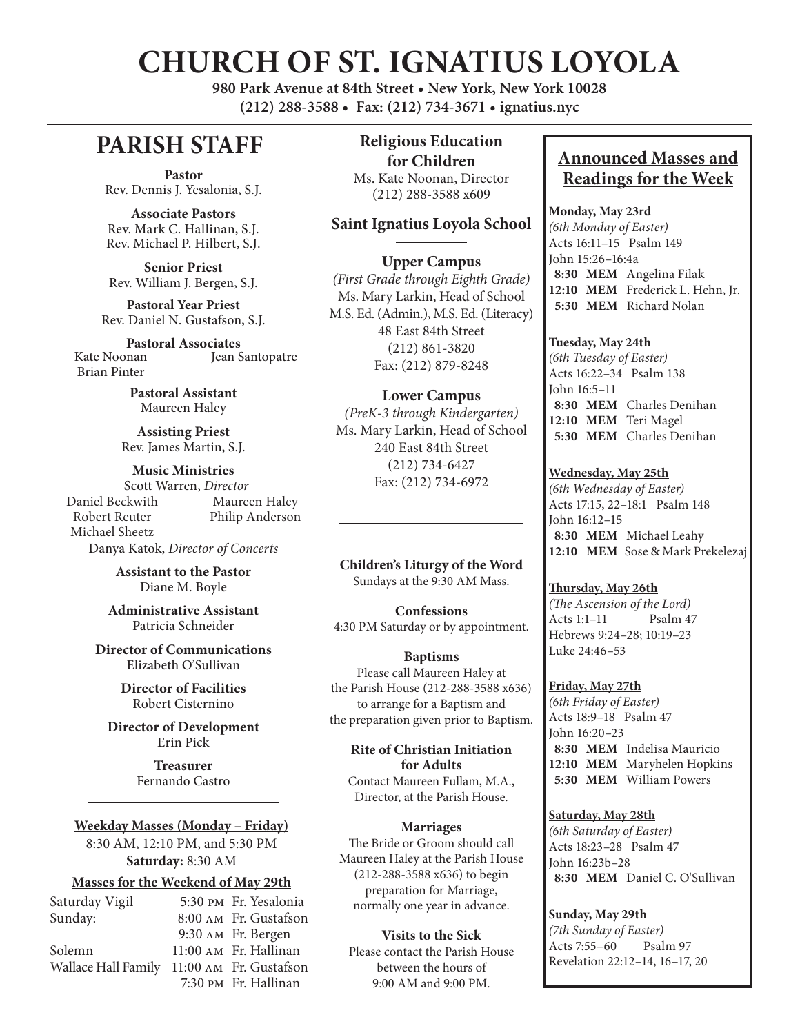# CHURCH OF ST. IGNATIUS LOYOLA

**980 Park Avenue at 84th Street • New York, New York 10028**
**(212) 288-3588 • Fax: (212) 734-3671 • ignatius.nyc**

## PARISH STAFF

**Pastor**
Rev. Dennis J. Yesalonia, S.J.

**Associate Pastors**
Rev. Mark C. Hallinan, S.J.
Rev. Michael P. Hilbert, S.J.

**Senior Priest**
Rev. William J. Bergen, S.J.

**Pastoral Year Priest**
Rev. Daniel N. Gustafson, S.J.

**Pastoral Associates**
Kate Noonan
Jean Santopatre
Brian Pinter

**Pastoral Assistant**
Maureen Haley

**Assisting Priest**
Rev. James Martin, S.J.

**Music Ministries**
Scott Warren, *Director*
Daniel Beckwith
Maureen Haley
Robert Reuter
Philip Anderson
Michael Sheetz
Danya Katok, *Director of Concerts*

**Assistant to the Pastor**
Diane M. Boyle

**Administrative Assistant**
Patricia Schneider

**Director of Communications**
Elizabeth O'Sullivan

**Director of Facilities**
Robert Cisternino

**Director of Development**
Erin Pick

**Treasurer**
Fernando Castro

**Weekday Masses (Monday – Friday)**
8:30 AM, 12:10 PM, and 5:30 PM
**Saturday:** 8:30 AM

**Masses for the Weekend of May 29th**

| | | |
|---|---|---|
| Saturday Vigil | 5:30 PM | Fr. Yesalonia |
| Sunday: | 8:00 AM | Fr. Gustafson |
| | 9:30 AM | Fr. Bergen |
| Solemn | 11:00 AM | Fr. Hallinan |
| Wallace Hall Family | 11:00 AM | Fr. Gustafson |
| | 7:30 PM | Fr. Hallinan |

**Religious Education for Children**
Ms. Kate Noonan, Director
(212) 288-3588 x609

### Saint Ignatius Loyola School

**Upper Campus**
*(First Grade through Eighth Grade)*
Ms. Mary Larkin, Head of School
M.S. Ed. (Admin.), M.S. Ed. (Literacy)
48 East 84th Street
(212) 861-3820
Fax: (212) 879-8248

**Lower Campus**
*(PreK-3 through Kindergarten)*
Ms. Mary Larkin, Head of School
240 East 84th Street
(212) 734-6427
Fax: (212) 734-6972

**Children's Liturgy of the Word**
Sundays at the 9:30 AM Mass.

**Confessions**
4:30 PM Saturday or by appointment.

**Baptisms**
Please call Maureen Haley at the Parish House (212-288-3588 x636) to arrange for a Baptism and the preparation given prior to Baptism.

**Rite of Christian Initiation for Adults**
Contact Maureen Fullam, M.A., Director, at the Parish House.

**Marriages**
The Bride or Groom should call Maureen Haley at the Parish House (212-288-3588 x636) to begin preparation for Marriage, normally one year in advance.

**Visits to the Sick**
Please contact the Parish House between the hours of 9:00 AM and 9:00 PM.

## Announced Masses and Readings for the Week

**Monday, May 23rd**
*(6th Monday of Easter)*
Acts 16:11–15 Psalm 149
John 15:26–16:4a
**8:30 MEM** Angelina Filak
**12:10 MEM** Frederick L. Hehn, Jr.
**5:30 MEM** Richard Nolan

**Tuesday, May 24th**
*(6th Tuesday of Easter)*
Acts 16:22–34 Psalm 138
John 16:5–11
**8:30 MEM** Charles Denihan
**12:10 MEM** Teri Magel
**5:30 MEM** Charles Denihan

**Wednesday, May 25th**
*(6th Wednesday of Easter)*
Acts 17:15, 22–18:1 Psalm 148
John 16:12–15
**8:30 MEM** Michael Leahy
**12:10 MEM** Sose & Mark Prekelezaj

**Thursday, May 26th**
*(The Ascension of the Lord)*
Acts 1:1–11 Psalm 47
Hebrews 9:24–28; 10:19–23
Luke 24:46–53

**Friday, May 27th**
*(6th Friday of Easter)*
Acts 18:9–18 Psalm 47
John 16:20–23
**8:30 MEM** Indelisa Mauricio
**12:10 MEM** Maryhelen Hopkins
**5:30 MEM** William Powers

**Saturday, May 28th**
*(6th Saturday of Easter)*
Acts 18:23–28 Psalm 47
John 16:23b–28
**8:30 MEM** Daniel C. O'Sullivan

**Sunday, May 29th**
*(7th Sunday of Easter)*
Acts 7:55–60 Psalm 97
Revelation 22:12–14, 16–17, 20